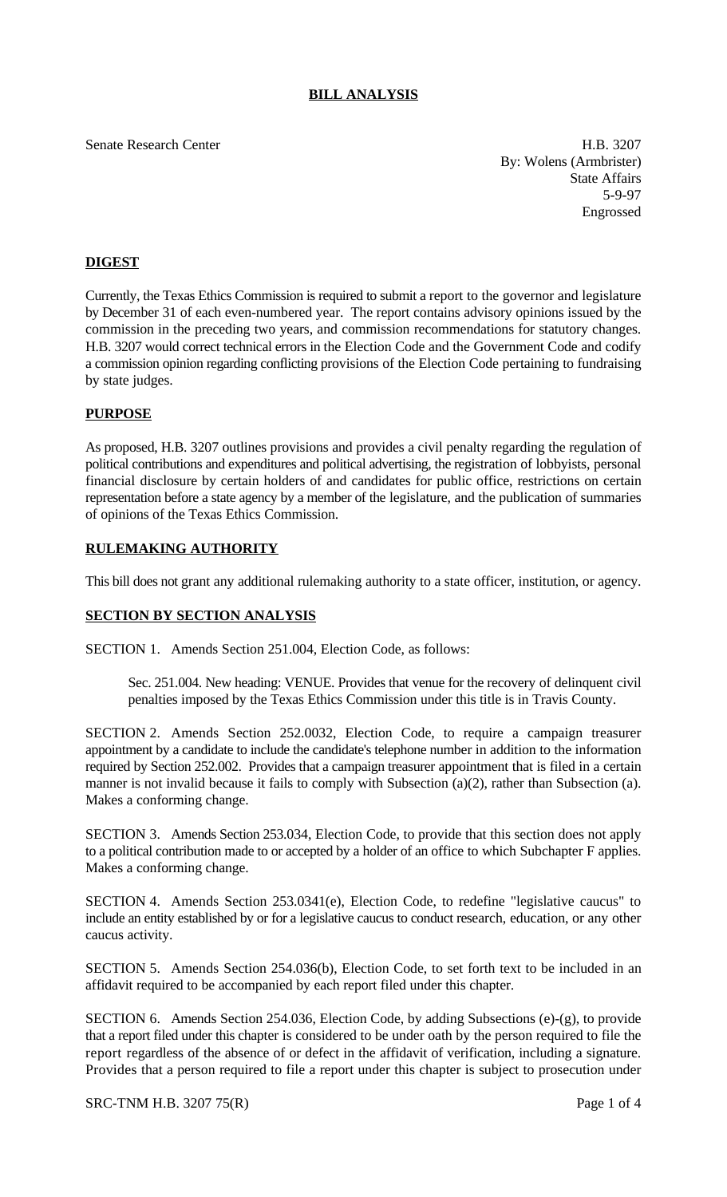# BILL ANALYSIS

Senate Research Center

H.B. 3207
By: Wolens (Armbrister)
State Affairs
5-9-97
Engrossed

## DIGEST

Currently, the Texas Ethics Commission is required to submit a report to the governor and legislature by December 31 of each even-numbered year. The report contains advisory opinions issued by the commission in the preceding two years, and commission recommendations for statutory changes. H.B. 3207 would correct technical errors in the Election Code and the Government Code and codify a commission opinion regarding conflicting provisions of the Election Code pertaining to fundraising by state judges.

## PURPOSE

As proposed, H.B. 3207 outlines provisions and provides a civil penalty regarding the regulation of political contributions and expenditures and political advertising, the registration of lobbyists, personal financial disclosure by certain holders of and candidates for public office, restrictions on certain representation before a state agency by a member of the legislature, and the publication of summaries of opinions of the Texas Ethics Commission.

## RULEMAKING AUTHORITY

This bill does not grant any additional rulemaking authority to a state officer, institution, or agency.

## SECTION BY SECTION ANALYSIS

SECTION 1. Amends Section 251.004, Election Code, as follows:

> Sec. 251.004. New heading: VENUE. Provides that venue for the recovery of delinquent civil penalties imposed by the Texas Ethics Commission under this title is in Travis County.

SECTION 2. Amends Section 252.0032, Election Code, to require a campaign treasurer appointment by a candidate to include the candidate's telephone number in addition to the information required by Section 252.002. Provides that a campaign treasurer appointment that is filed in a certain manner is not invalid because it fails to comply with Subsection (a)(2), rather than Subsection (a). Makes a conforming change.

SECTION 3. Amends Section 253.034, Election Code, to provide that this section does not apply to a political contribution made to or accepted by a holder of an office to which Subchapter F applies. Makes a conforming change.

SECTION 4. Amends Section 253.0341(e), Election Code, to redefine "legislative caucus" to include an entity established by or for a legislative caucus to conduct research, education, or any other caucus activity.

SECTION 5. Amends Section 254.036(b), Election Code, to set forth text to be included in an affidavit required to be accompanied by each report filed under this chapter.

SECTION 6. Amends Section 254.036, Election Code, by adding Subsections (e)-(g), to provide that a report filed under this chapter is considered to be under oath by the person required to file the report regardless of the absence of or defect in the affidavit of verification, including a signature. Provides that a person required to file a report under this chapter is subject to prosecution under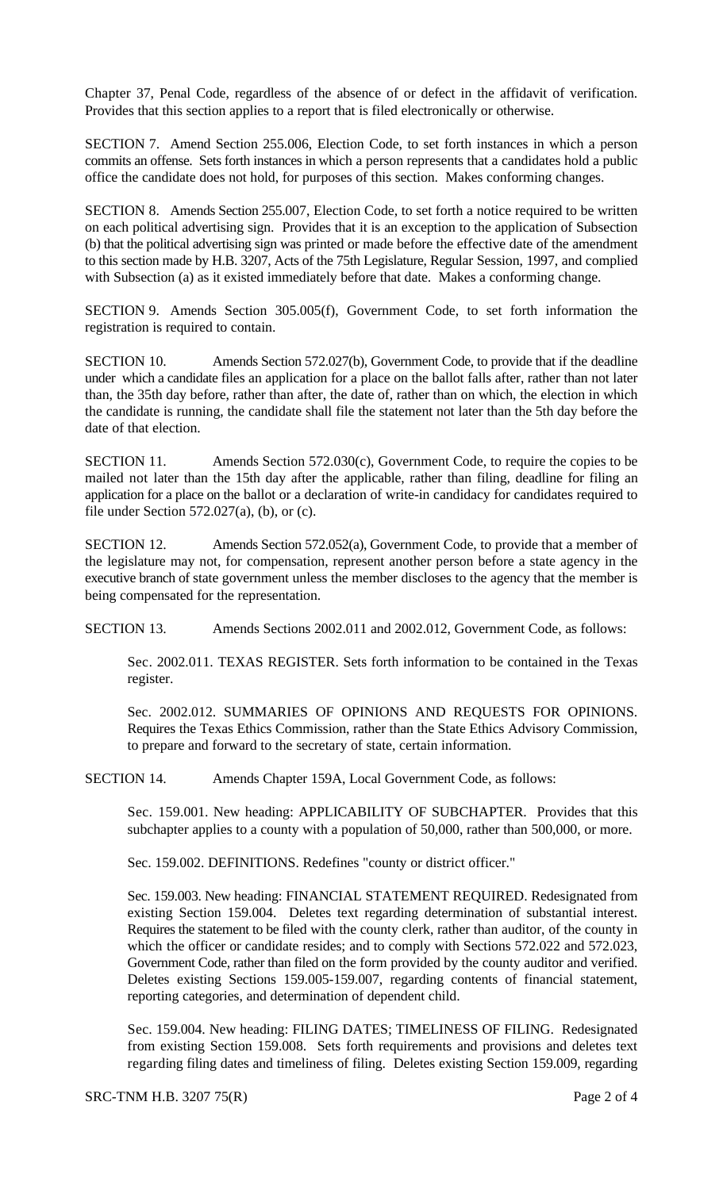Chapter 37, Penal Code, regardless of the absence of or defect in the affidavit of verification. Provides that this section applies to a report that is filed electronically or otherwise.

SECTION 7. Amend Section 255.006, Election Code, to set forth instances in which a person commits an offense. Sets forth instances in which a person represents that a candidates hold a public office the candidate does not hold, for purposes of this section. Makes conforming changes.

SECTION 8. Amends Section 255.007, Election Code, to set forth a notice required to be written on each political advertising sign. Provides that it is an exception to the application of Subsection (b) that the political advertising sign was printed or made before the effective date of the amendment to this section made by H.B. 3207, Acts of the 75th Legislature, Regular Session, 1997, and complied with Subsection (a) as it existed immediately before that date. Makes a conforming change.

SECTION 9. Amends Section 305.005(f), Government Code, to set forth information the registration is required to contain.

SECTION 10. Amends Section 572.027(b), Government Code, to provide that if the deadline under which a candidate files an application for a place on the ballot falls after, rather than not later than, the 35th day before, rather than after, the date of, rather than on which, the election in which the candidate is running, the candidate shall file the statement not later than the 5th day before the date of that election.

SECTION 11. Amends Section 572.030(c), Government Code, to require the copies to be mailed not later than the 15th day after the applicable, rather than filing, deadline for filing an application for a place on the ballot or a declaration of write-in candidacy for candidates required to file under Section 572.027(a), (b), or (c).

SECTION 12. Amends Section 572.052(a), Government Code, to provide that a member of the legislature may not, for compensation, represent another person before a state agency in the executive branch of state government unless the member discloses to the agency that the member is being compensated for the representation.

SECTION 13. Amends Sections 2002.011 and 2002.012, Government Code, as follows:

Sec. 2002.011. TEXAS REGISTER. Sets forth information to be contained in the Texas register.

Sec. 2002.012. SUMMARIES OF OPINIONS AND REQUESTS FOR OPINIONS. Requires the Texas Ethics Commission, rather than the State Ethics Advisory Commission, to prepare and forward to the secretary of state, certain information.

SECTION 14. Amends Chapter 159A, Local Government Code, as follows:

Sec. 159.001. New heading: APPLICABILITY OF SUBCHAPTER. Provides that this subchapter applies to a county with a population of 50,000, rather than 500,000, or more.

Sec. 159.002. DEFINITIONS. Redefines "county or district officer."

Sec. 159.003. New heading: FINANCIAL STATEMENT REQUIRED. Redesignated from existing Section 159.004. Deletes text regarding determination of substantial interest. Requires the statement to be filed with the county clerk, rather than auditor, of the county in which the officer or candidate resides; and to comply with Sections 572.022 and 572.023, Government Code, rather than filed on the form provided by the county auditor and verified. Deletes existing Sections 159.005-159.007, regarding contents of financial statement, reporting categories, and determination of dependent child.

Sec. 159.004. New heading: FILING DATES; TIMELINESS OF FILING. Redesignated from existing Section 159.008. Sets forth requirements and provisions and deletes text regarding filing dates and timeliness of filing. Deletes existing Section 159.009, regarding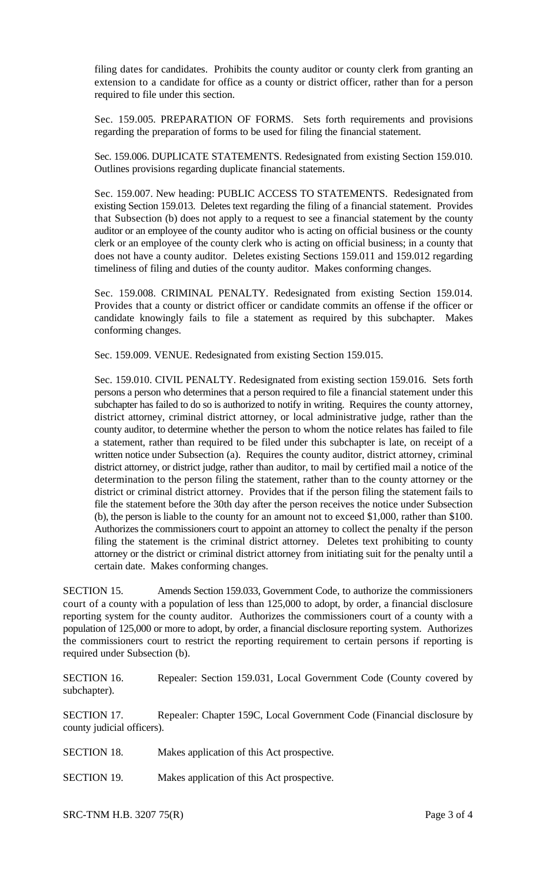filing dates for candidates. Prohibits the county auditor or county clerk from granting an extension to a candidate for office as a county or district officer, rather than for a person required to file under this section.

Sec. 159.005. PREPARATION OF FORMS. Sets forth requirements and provisions regarding the preparation of forms to be used for filing the financial statement.

Sec. 159.006. DUPLICATE STATEMENTS. Redesignated from existing Section 159.010. Outlines provisions regarding duplicate financial statements.

Sec. 159.007. New heading: PUBLIC ACCESS TO STATEMENTS. Redesignated from existing Section 159.013. Deletes text regarding the filing of a financial statement. Provides that Subsection (b) does not apply to a request to see a financial statement by the county auditor or an employee of the county auditor who is acting on official business or the county clerk or an employee of the county clerk who is acting on official business; in a county that does not have a county auditor. Deletes existing Sections 159.011 and 159.012 regarding timeliness of filing and duties of the county auditor. Makes conforming changes.

Sec. 159.008. CRIMINAL PENALTY. Redesignated from existing Section 159.014. Provides that a county or district officer or candidate commits an offense if the officer or candidate knowingly fails to file a statement as required by this subchapter. Makes conforming changes.

Sec. 159.009. VENUE. Redesignated from existing Section 159.015.

Sec. 159.010. CIVIL PENALTY. Redesignated from existing section 159.016. Sets forth persons a person who determines that a person required to file a financial statement under this subchapter has failed to do so is authorized to notify in writing. Requires the county attorney, district attorney, criminal district attorney, or local administrative judge, rather than the county auditor, to determine whether the person to whom the notice relates has failed to file a statement, rather than required to be filed under this subchapter is late, on receipt of a written notice under Subsection (a). Requires the county auditor, district attorney, criminal district attorney, or district judge, rather than auditor, to mail by certified mail a notice of the determination to the person filing the statement, rather than to the county attorney or the district or criminal district attorney. Provides that if the person filing the statement fails to file the statement before the 30th day after the person receives the notice under Subsection (b), the person is liable to the county for an amount not to exceed $1,000, rather than $100. Authorizes the commissioners court to appoint an attorney to collect the penalty if the person filing the statement is the criminal district attorney. Deletes text prohibiting to county attorney or the district or criminal district attorney from initiating suit for the penalty until a certain date. Makes conforming changes.

SECTION 15. Amends Section 159.033, Government Code, to authorize the commissioners court of a county with a population of less than 125,000 to adopt, by order, a financial disclosure reporting system for the county auditor. Authorizes the commissioners court of a county with a population of 125,000 or more to adopt, by order, a financial disclosure reporting system. Authorizes the commissioners court to restrict the reporting requirement to certain persons if reporting is required under Subsection (b).

SECTION 16. Repealer: Section 159.031, Local Government Code (County covered by subchapter).

SECTION 17. Repealer: Chapter 159C, Local Government Code (Financial disclosure by county judicial officers).

SECTION 18. Makes application of this Act prospective.

SECTION 19. Makes application of this Act prospective.

SRC-TNM H.B. 3207 75(R)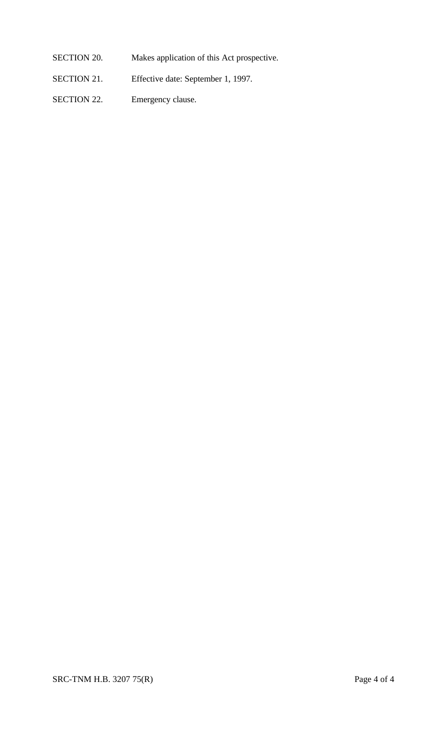SECTION 20. Makes application of this Act prospective.

SECTION 21. Effective date: September 1, 1997.

SECTION 22. Emergency clause.